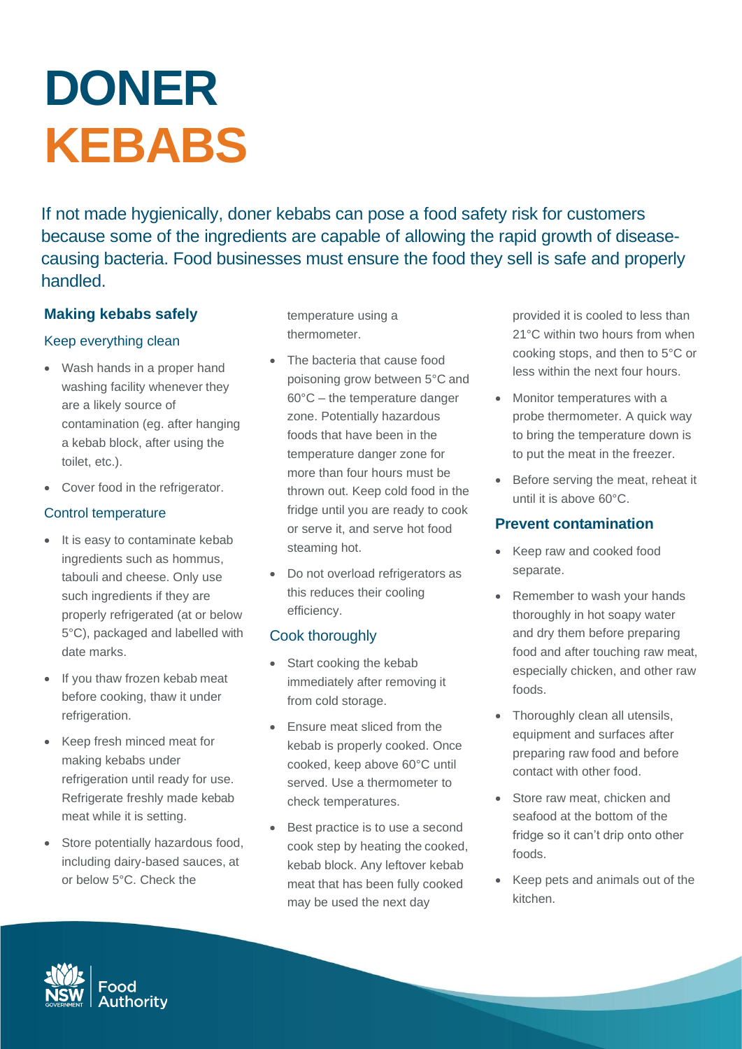# DONER KEBABS

If not made hygienically, doner kebabs can pose a food safety risk for customers because some of the ingredients are capable of allowing the rapid growth of disease-causing bacteria. Food businesses must ensure the food they sell is safe and properly handled.

## Making kebabs safely

### Keep everything clean

- Wash hands in a proper hand washing facility whenever they are a likely source of contamination (eg. after hanging a kebab block, after using the toilet, etc.).
- Cover food in the refrigerator.

### Control temperature

- It is easy to contaminate kebab ingredients such as hommus, tabouli and cheese. Only use such ingredients if they are properly refrigerated (at or below 5°C), packaged and labelled with date marks.
- If you thaw frozen kebab meat before cooking, thaw it under refrigeration.
- Keep fresh minced meat for making kebabs under refrigeration until ready for use. Refrigerate freshly made kebab meat while it is setting.
- Store potentially hazardous food, including dairy-based sauces, at or below 5°C. Check the temperature using a thermometer.
- The bacteria that cause food poisoning grow between 5°C and 60°C – the temperature danger zone. Potentially hazardous foods that have been in the temperature danger zone for more than four hours must be thrown out. Keep cold food in the fridge until you are ready to cook or serve it, and serve hot food steaming hot.
- Do not overload refrigerators as this reduces their cooling efficiency.

### Cook thoroughly

- Start cooking the kebab immediately after removing it from cold storage.
- Ensure meat sliced from the kebab is properly cooked. Once cooked, keep above 60°C until served. Use a thermometer to check temperatures.
- Best practice is to use a second cook step by heating the cooked, kebab block. Any leftover kebab meat that has been fully cooked may be used the next day provided it is cooled to less than 21°C within two hours from when cooking stops, and then to 5°C or less within the next four hours.
- Monitor temperatures with a probe thermometer. A quick way to bring the temperature down is to put the meat in the freezer.
- Before serving the meat, reheat it until it is above 60°C.

## Prevent contamination

- Keep raw and cooked food separate.
- Remember to wash your hands thoroughly in hot soapy water and dry them before preparing food and after touching raw meat, especially chicken, and other raw foods.
- Thoroughly clean all utensils, equipment and surfaces after preparing raw food and before contact with other food.
- Store raw meat, chicken and seafood at the bottom of the fridge so it can't drip onto other foods.
- Keep pets and animals out of the kitchen.

NSW Government Food Authority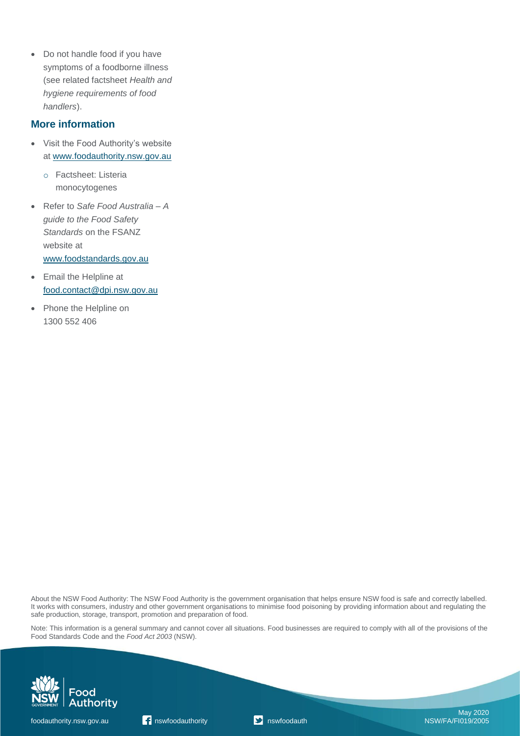- Do not handle food if you have symptoms of a foodborne illness (see related factsheet *Health and hygiene requirements of food handlers*).

## More information

- Visit the Food Authority's website at www.foodauthority.nsw.gov.au
  - Factsheet: Listeria monocytogenes
- Refer to *Safe Food Australia – A guide to the Food Safety Standards* on the FSANZ website at www.foodstandards.gov.au
- Email the Helpline at food.contact@dpi.nsw.gov.au
- Phone the Helpline on 1300 552 406

About the NSW Food Authority: The NSW Food Authority is the government organisation that helps ensure NSW food is safe and correctly labelled. It works with consumers, industry and other government organisations to minimise food poisoning by providing information about and regulating the safe production, storage, transport, promotion and preparation of food.

Note: This information is a general summary and cannot cover all situations. Food businesses are required to comply with all of the provisions of the Food Standards Code and the *Food Act 2003* (NSW).

NSW Government | Food Authority

foodauthority.nsw.gov.au nswfoodauthority nswfoodauth

May 2020
NSW/FA/FI019/2005